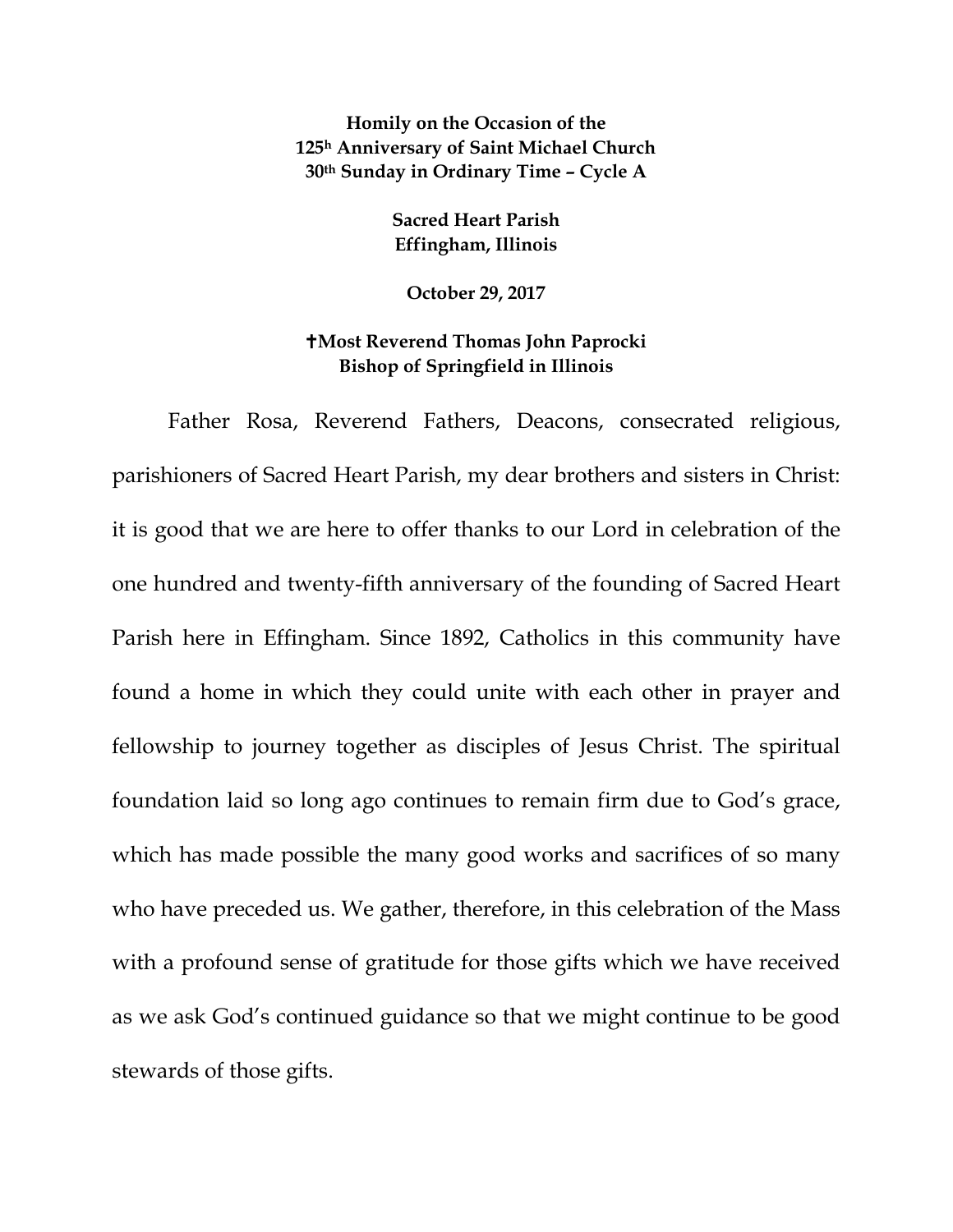**Homily on the Occasion of the**
**125h Anniversary of Saint Michael Church**
**30th Sunday in Ordinary Time – Cycle A**

**Sacred Heart Parish**
**Effingham, Illinois**

**October 29, 2017**

**✝Most Reverend Thomas John Paprocki**
**Bishop of Springfield in Illinois**

Father Rosa, Reverend Fathers, Deacons, consecrated religious, parishioners of Sacred Heart Parish, my dear brothers and sisters in Christ: it is good that we are here to offer thanks to our Lord in celebration of the one hundred and twenty-fifth anniversary of the founding of Sacred Heart Parish here in Effingham. Since 1892, Catholics in this community have found a home in which they could unite with each other in prayer and fellowship to journey together as disciples of Jesus Christ. The spiritual foundation laid so long ago continues to remain firm due to God's grace, which has made possible the many good works and sacrifices of so many who have preceded us. We gather, therefore, in this celebration of the Mass with a profound sense of gratitude for those gifts which we have received as we ask God's continued guidance so that we might continue to be good stewards of those gifts.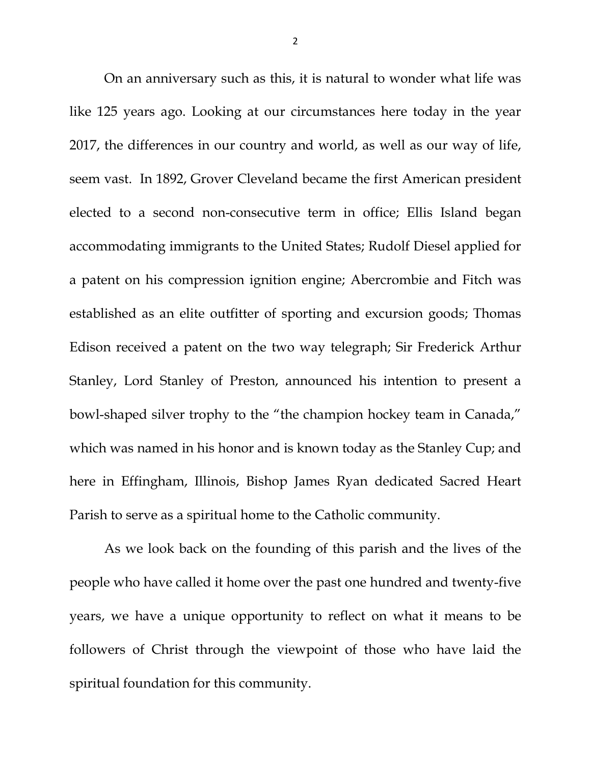On an anniversary such as this, it is natural to wonder what life was like 125 years ago. Looking at our circumstances here today in the year 2017, the differences in our country and world, as well as our way of life, seem vast. In 1892, Grover Cleveland became the first American president elected to a second non-consecutive term in office; Ellis Island began accommodating immigrants to the United States; Rudolf Diesel applied for a patent on his compression ignition engine; Abercrombie and Fitch was established as an elite outfitter of sporting and excursion goods; Thomas Edison received a patent on the two way telegraph; Sir Frederick Arthur Stanley, Lord Stanley of Preston, announced his intention to present a bowl-shaped silver trophy to the "the champion hockey team in Canada," which was named in his honor and is known today as the Stanley Cup; and here in Effingham, Illinois, Bishop James Ryan dedicated Sacred Heart Parish to serve as a spiritual home to the Catholic community.

As we look back on the founding of this parish and the lives of the people who have called it home over the past one hundred and twenty-five years, we have a unique opportunity to reflect on what it means to be followers of Christ through the viewpoint of those who have laid the spiritual foundation for this community.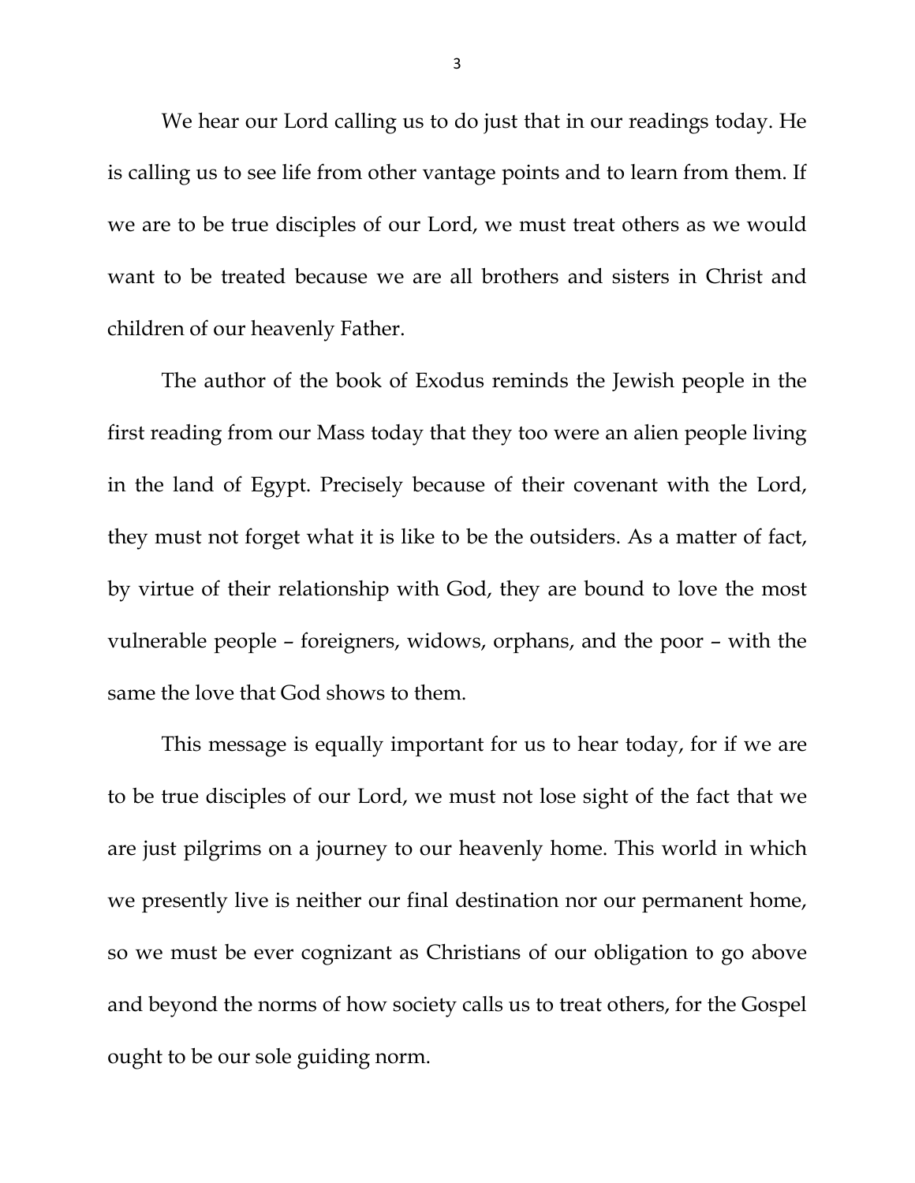We hear our Lord calling us to do just that in our readings today. He is calling us to see life from other vantage points and to learn from them. If we are to be true disciples of our Lord, we must treat others as we would want to be treated because we are all brothers and sisters in Christ and children of our heavenly Father.

The author of the book of Exodus reminds the Jewish people in the first reading from our Mass today that they too were an alien people living in the land of Egypt. Precisely because of their covenant with the Lord, they must not forget what it is like to be the outsiders. As a matter of fact, by virtue of their relationship with God, they are bound to love the most vulnerable people – foreigners, widows, orphans, and the poor – with the same the love that God shows to them.

This message is equally important for us to hear today, for if we are to be true disciples of our Lord, we must not lose sight of the fact that we are just pilgrims on a journey to our heavenly home. This world in which we presently live is neither our final destination nor our permanent home, so we must be ever cognizant as Christians of our obligation to go above and beyond the norms of how society calls us to treat others, for the Gospel ought to be our sole guiding norm.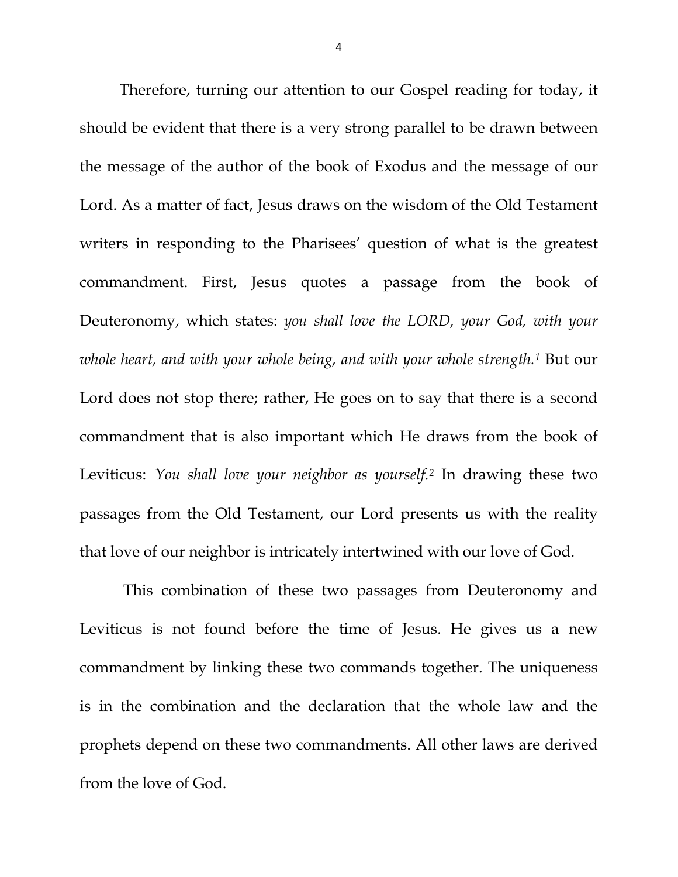Therefore, turning our attention to our Gospel reading for today, it should be evident that there is a very strong parallel to be drawn between the message of the author of the book of Exodus and the message of our Lord. As a matter of fact, Jesus draws on the wisdom of the Old Testament writers in responding to the Pharisees' question of what is the greatest commandment. First, Jesus quotes a passage from the book of Deuteronomy, which states: *you shall love the LORD, your God, with your whole heart, and with your whole being, and with your whole strength.*[1] But our Lord does not stop there; rather, He goes on to say that there is a second commandment that is also important which He draws from the book of Leviticus: *You shall love your neighbor as yourself.*[2] In drawing these two passages from the Old Testament, our Lord presents us with the reality that love of our neighbor is intricately intertwined with our love of God.

This combination of these two passages from Deuteronomy and Leviticus is not found before the time of Jesus. He gives us a new commandment by linking these two commands together. The uniqueness is in the combination and the declaration that the whole law and the prophets depend on these two commandments. All other laws are derived from the love of God.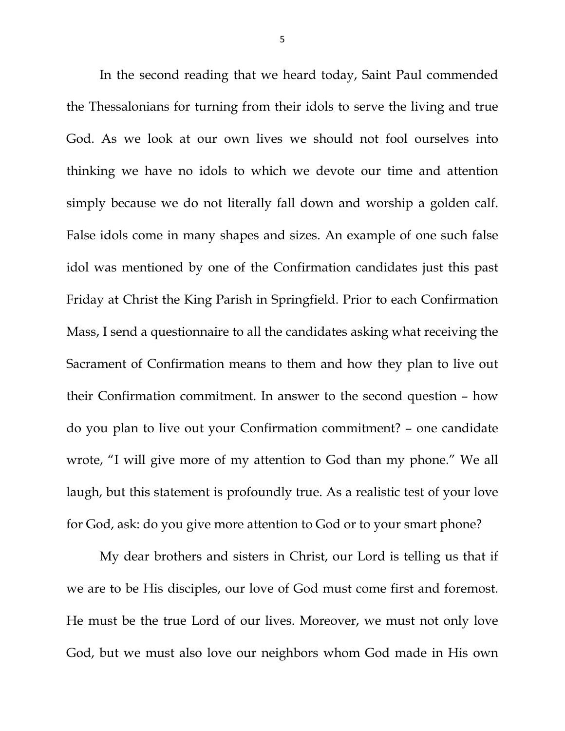In the second reading that we heard today, Saint Paul commended the Thessalonians for turning from their idols to serve the living and true God. As we look at our own lives we should not fool ourselves into thinking we have no idols to which we devote our time and attention simply because we do not literally fall down and worship a golden calf. False idols come in many shapes and sizes. An example of one such false idol was mentioned by one of the Confirmation candidates just this past Friday at Christ the King Parish in Springfield. Prior to each Confirmation Mass, I send a questionnaire to all the candidates asking what receiving the Sacrament of Confirmation means to them and how they plan to live out their Confirmation commitment. In answer to the second question – how do you plan to live out your Confirmation commitment? – one candidate wrote, "I will give more of my attention to God than my phone." We all laugh, but this statement is profoundly true. As a realistic test of your love for God, ask: do you give more attention to God or to your smart phone?

My dear brothers and sisters in Christ, our Lord is telling us that if we are to be His disciples, our love of God must come first and foremost. He must be the true Lord of our lives. Moreover, we must not only love God, but we must also love our neighbors whom God made in His own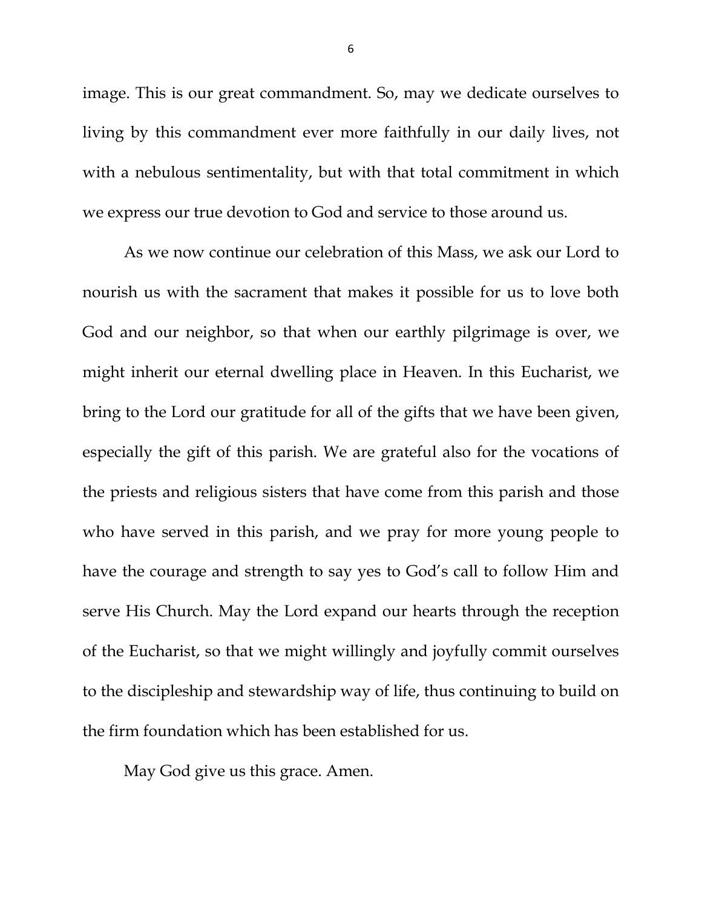image. This is our great commandment. So, may we dedicate ourselves to living by this commandment ever more faithfully in our daily lives, not with a nebulous sentimentality, but with that total commitment in which we express our true devotion to God and service to those around us.

As we now continue our celebration of this Mass, we ask our Lord to nourish us with the sacrament that makes it possible for us to love both God and our neighbor, so that when our earthly pilgrimage is over, we might inherit our eternal dwelling place in Heaven. In this Eucharist, we bring to the Lord our gratitude for all of the gifts that we have been given, especially the gift of this parish. We are grateful also for the vocations of the priests and religious sisters that have come from this parish and those who have served in this parish, and we pray for more young people to have the courage and strength to say yes to God's call to follow Him and serve His Church. May the Lord expand our hearts through the reception of the Eucharist, so that we might willingly and joyfully commit ourselves to the discipleship and stewardship way of life, thus continuing to build on the firm foundation which has been established for us.

May God give us this grace. Amen.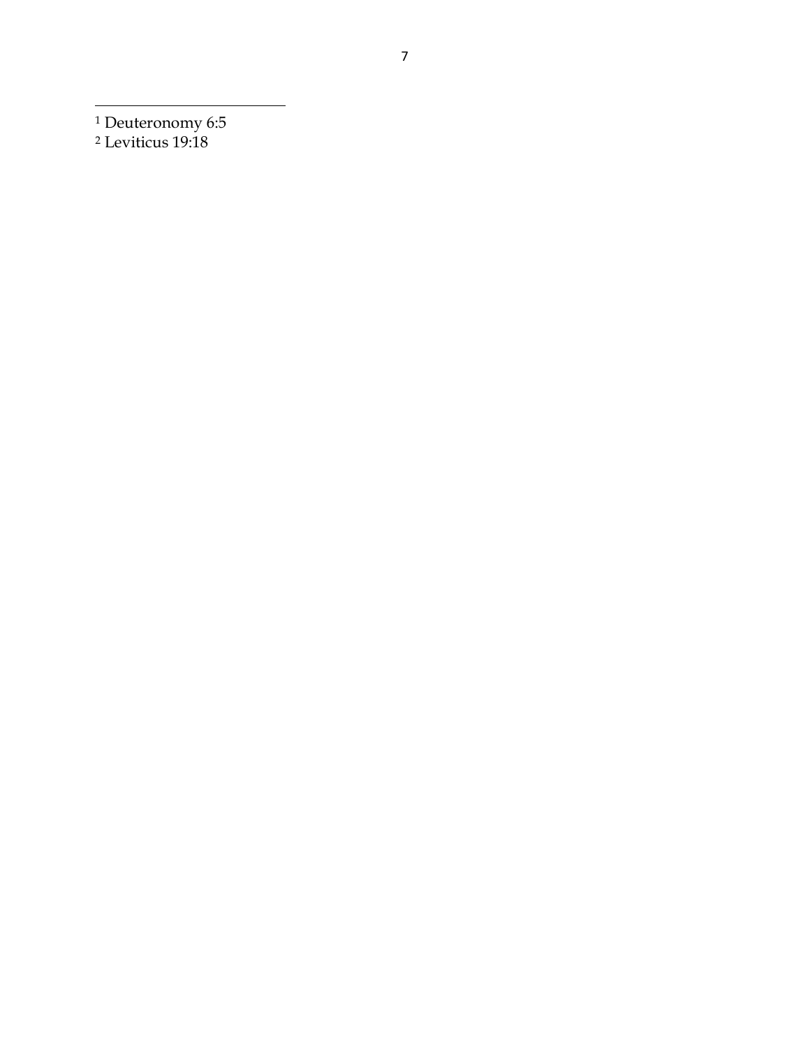[1] Deuteronomy 6:5

[2] Leviticus 19:18